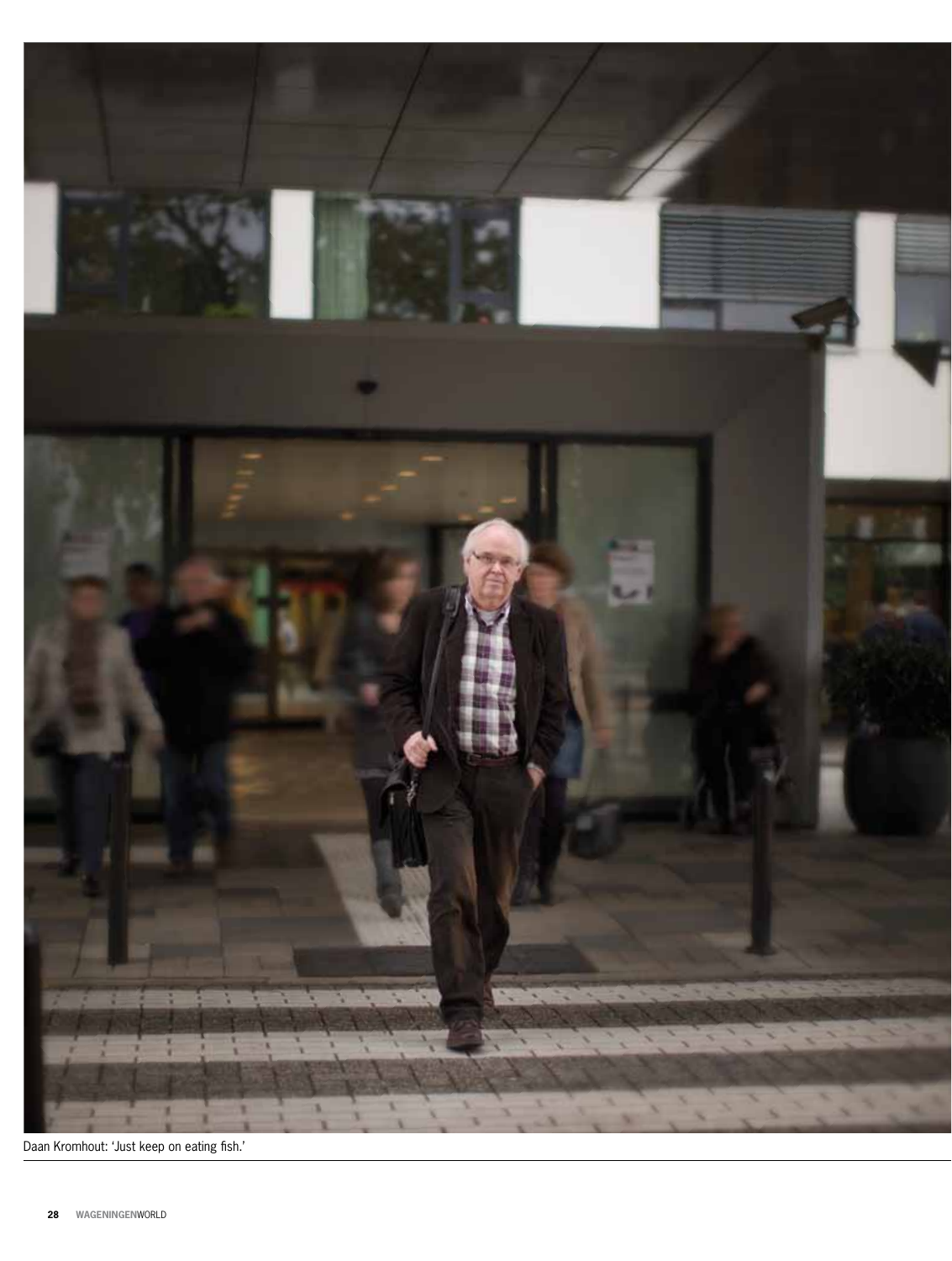Daan Kromhout: 'Just keep on eating fish.'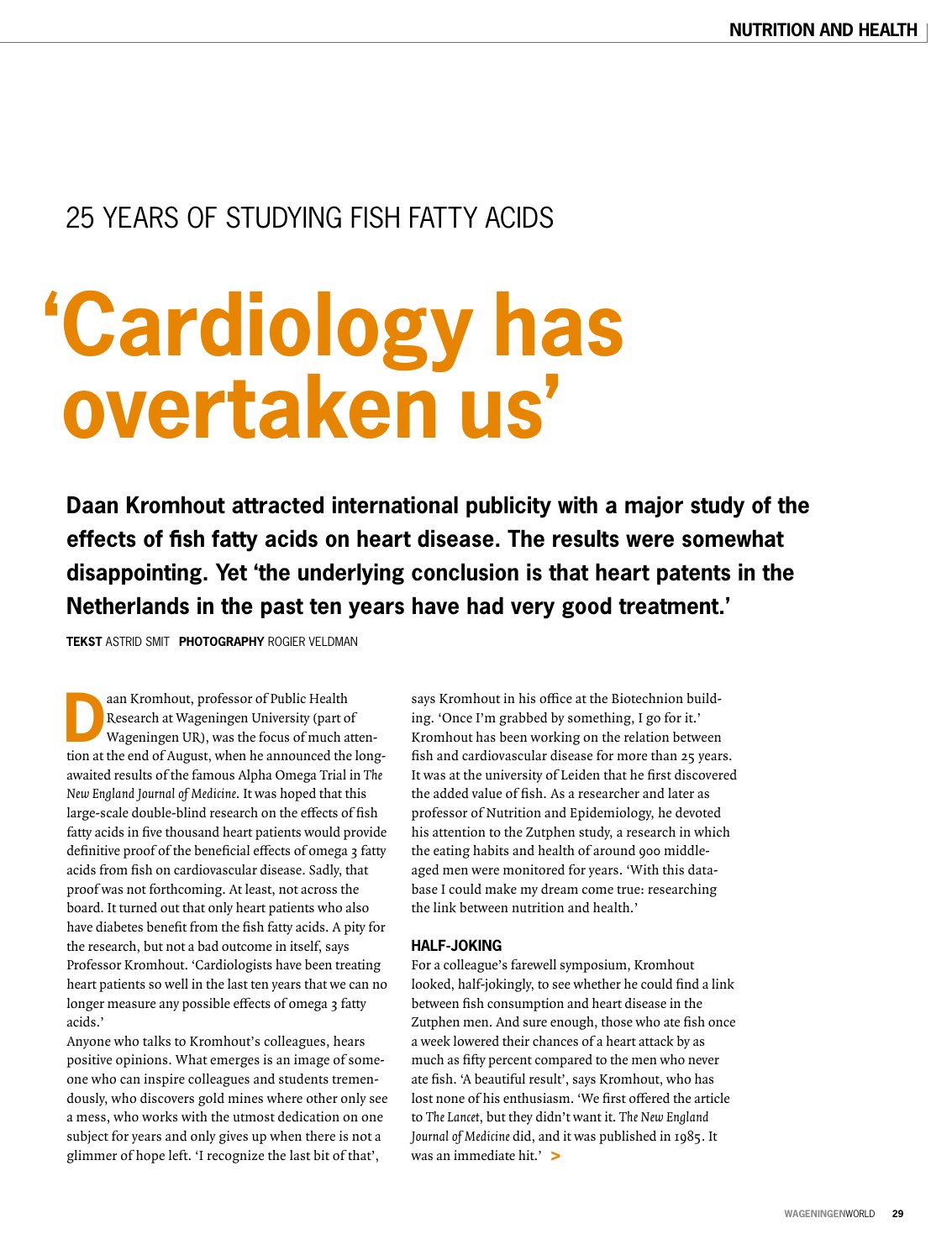## 25 YEARS OF STUDYING FISH FATTY ACIDS

# 'Cardiology has overtaken us'

**Daan Kromhout attracted international publicity with a major study of the effects of fish fatty acids on heart disease. The results were somewhat disappointing. Yet 'the underlying conclusion is that heart patents in the Netherlands in the past ten years have had very good treatment.'**

**TEKST** ASTRID SMIT **PHOTOGRAPHY** ROGIER VELDMAN

Daan Kromhout, professor of Public Health Research at Wageningen University (part of Wageningen UR), was the focus of much attention at the end of August, when he announced the long-awaited results of the famous Alpha Omega Trial in *The New England Journal of Medicine*. It was hoped that this large-scale double-blind research on the effects of fish fatty acids in five thousand heart patients would provide definitive proof of the beneficial effects of omega 3 fatty acids from fish on cardiovascular disease. Sadly, that proof was not forthcoming. At least, not across the board. It turned out that only heart patients who also have diabetes benefit from the fish fatty acids. A pity for the research, but not a bad outcome in itself, says Professor Kromhout. 'Cardiologists have been treating heart patients so well in the last ten years that we can no longer measure any possible effects of omega 3 fatty acids.'

Anyone who talks to Kromhout's colleagues, hears positive opinions. What emerges is an image of someone who can inspire colleagues and students tremendously, who discovers gold mines where other only see a mess, who works with the utmost dedication on one subject for years and only gives up when there is not a glimmer of hope left. 'I recognize the last bit of that', says Kromhout in his office at the Biotechnion building. 'Once I'm grabbed by something, I go for it.' Kromhout has been working on the relation between fish and cardiovascular disease for more than 25 years. It was at the university of Leiden that he first discovered the added value of fish. As a researcher and later as professor of Nutrition and Epidemiology, he devoted his attention to the Zutphen study, a research in which the eating habits and health of around 900 middle-aged men were monitored for years. 'With this database I could make my dream come true: researching the link between nutrition and health.'

### HALF-JOKING

For a colleague's farewell symposium, Kromhout looked, half-jokingly, to see whether he could find a link between fish consumption and heart disease in the Zutphen men. And sure enough, those who ate fish once a week lowered their chances of a heart attack by as much as fifty percent compared to the men who never ate fish. 'A beautiful result', says Kromhout, who has lost none of his enthusiasm. 'We first offered the article to *The Lancet*, but they didn't want it. *The New England Journal of Medicine* did, and it was published in 1985. It was an immediate hit.' >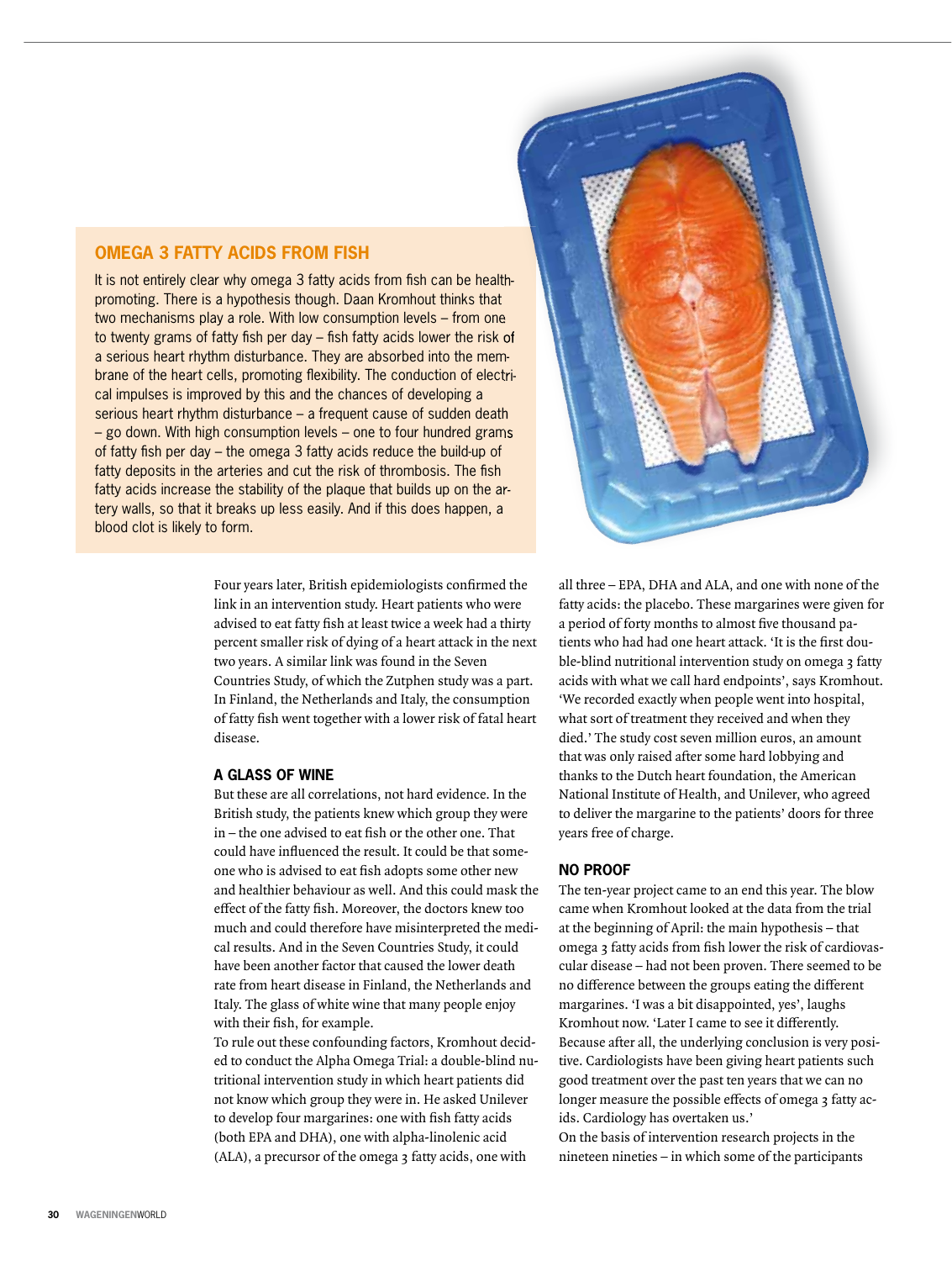## OMEGA 3 FATTY ACIDS FROM FISH

It is not entirely clear why omega 3 fatty acids from fish can be health-promoting. There is a hypothesis though. Daan Kromhout thinks that two mechanisms play a role. With low consumption levels – from one to twenty grams of fatty fish per day – fish fatty acids lower the risk of a serious heart rhythm disturbance. They are absorbed into the membrane of the heart cells, promoting flexibility. The conduction of electrical impulses is improved by this and the chances of developing a serious heart rhythm disturbance – a frequent cause of sudden death – go down. With high consumption levels – one to four hundred grams of fatty fish per day – the omega 3 fatty acids reduce the build-up of fatty deposits in the arteries and cut the risk of thrombosis. The fish fatty acids increase the stability of the plaque that builds up on the artery walls, so that it breaks up less easily. And if this does happen, a blood clot is likely to form.

Four years later, British epidemiologists confirmed the link in an intervention study. Heart patients who were advised to eat fatty fish at least twice a week had a thirty percent smaller risk of dying of a heart attack in the next two years. A similar link was found in the Seven Countries Study, of which the Zutphen study was a part. In Finland, the Netherlands and Italy, the consumption of fatty fish went together with a lower risk of fatal heart disease.

### A GLASS OF WINE

But these are all correlations, not hard evidence. In the British study, the patients knew which group they were in – the one advised to eat fish or the other one. That could have influenced the result. It could be that someone who is advised to eat fish adopts some other new and healthier behaviour as well. And this could mask the effect of the fatty fish. Moreover, the doctors knew too much and could therefore have misinterpreted the medical results. And in the Seven Countries Study, it could have been another factor that caused the lower death rate from heart disease in Finland, the Netherlands and Italy. The glass of white wine that many people enjoy with their fish, for example.

To rule out these confounding factors, Kromhout decided to conduct the Alpha Omega Trial: a double-blind nutritional intervention study in which heart patients did not know which group they were in. He asked Unilever to develop four margarines: one with fish fatty acids (both EPA and DHA), one with alpha-linolenic acid (ALA), a precursor of the omega 3 fatty acids, one with all three – EPA, DHA and ALA, and one with none of the fatty acids: the placebo. These margarines were given for a period of forty months to almost five thousand patients who had had one heart attack. 'It is the first double-blind nutritional intervention study on omega 3 fatty acids with what we call hard endpoints', says Kromhout. 'We recorded exactly when people went into hospital, what sort of treatment they received and when they died.' The study cost seven million euros, an amount that was only raised after some hard lobbying and thanks to the Dutch heart foundation, the American National Institute of Health, and Unilever, who agreed to deliver the margarine to the patients' doors for three years free of charge.

### NO PROOF

The ten-year project came to an end this year. The blow came when Kromhout looked at the data from the trial at the beginning of April: the main hypothesis – that omega 3 fatty acids from fish lower the risk of cardiovascular disease – had not been proven. There seemed to be no difference between the groups eating the different margarines. 'I was a bit disappointed, yes', laughs Kromhout now. 'Later I came to see it differently. Because after all, the underlying conclusion is very positive. Cardiologists have been giving heart patients such good treatment over the past ten years that we can no longer measure the possible effects of omega 3 fatty acids. Cardiology has overtaken us.'

On the basis of intervention research projects in the nineteen nineties – in which some of the participants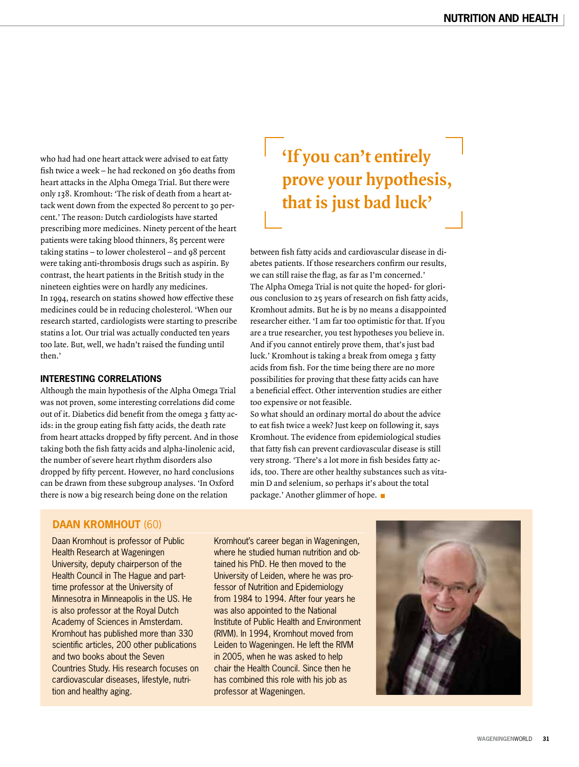who had had one heart attack were advised to eat fatty fish twice a week – he had reckoned on 360 deaths from heart attacks in the Alpha Omega Trial. But there were only 138. Kromhout: 'The risk of death from a heart attack went down from the expected 80 percent to 30 percent.' The reason: Dutch cardiologists have started prescribing more medicines. Ninety percent of the heart patients were taking blood thinners, 85 percent were taking statins – to lower cholesterol – and 98 percent were taking anti-thrombosis drugs such as aspirin. By contrast, the heart patients in the British study in the nineteen eighties were on hardly any medicines.

In 1994, research on statins showed how effective these medicines could be in reducing cholesterol. 'When our research started, cardiologists were starting to prescribe statins a lot. Our trial was actually conducted ten years too late. But, well, we hadn't raised the funding until then.'

> **'If you can't entirely prove your hypothesis, that is just bad luck'**

### INTERESTING CORRELATIONS

Although the main hypothesis of the Alpha Omega Trial was not proven, some interesting correlations did come out of it. Diabetics did benefit from the omega 3 fatty acids: in the group eating fish fatty acids, the death rate from heart attacks dropped by fifty percent. And in those taking both the fish fatty acids and alpha-linolenic acid, the number of severe heart rhythm disorders also dropped by fifty percent. However, no hard conclusions can be drawn from these subgroup analyses. 'In Oxford there is now a big research being done on the relation between fish fatty acids and cardiovascular disease in diabetes patients. If those researchers confirm our results, we can still raise the flag, as far as I'm concerned.'

The Alpha Omega Trial is not quite the hoped- for glorious conclusion to 25 years of research on fish fatty acids, Kromhout admits. But he is by no means a disappointed researcher either. 'I am far too optimistic for that. If you are a true researcher, you test hypotheses you believe in. And if you cannot entirely prove them, that's just bad luck.' Kromhout is taking a break from omega 3 fatty acids from fish. For the time being there are no more possibilities for proving that these fatty acids can have a beneficial effect. Other intervention studies are either too expensive or not feasible.

So what should an ordinary mortal do about the advice to eat fish twice a week? Just keep on following it, says Kromhout. The evidence from epidemiological studies that fatty fish can prevent cardiovascular disease is still very strong. 'There's a lot more in fish besides fatty acids, too. There are other healthy substances such as vitamin D and selenium, so perhaps it's about the total package.' Another glimmer of hope. ■

### DAAN KROMHOUT (60)

Daan Kromhout is professor of Public Health Research at Wageningen University, deputy chairperson of the Health Council in The Hague and part-time professor at the University of Minnesotra in Minneapolis in the US. He is also professor at the Royal Dutch Academy of Sciences in Amsterdam. Kromhout has published more than 330 scientific articles, 200 other publications and two books about the Seven Countries Study. His research focuses on cardiovascular diseases, lifestyle, nutrition and healthy aging.

Kromhout's career began in Wageningen, where he studied human nutrition and obtained his PhD. He then moved to the University of Leiden, where he was professor of Nutrition and Epidemiology from 1984 to 1994. After four years he was also appointed to the National Institute of Public Health and Environment (RIVM). In 1994, Kromhout moved from Leiden to Wageningen. He left the RIVM in 2005, when he was asked to help chair the Health Council. Since then he has combined this role with his job as professor at Wageningen.